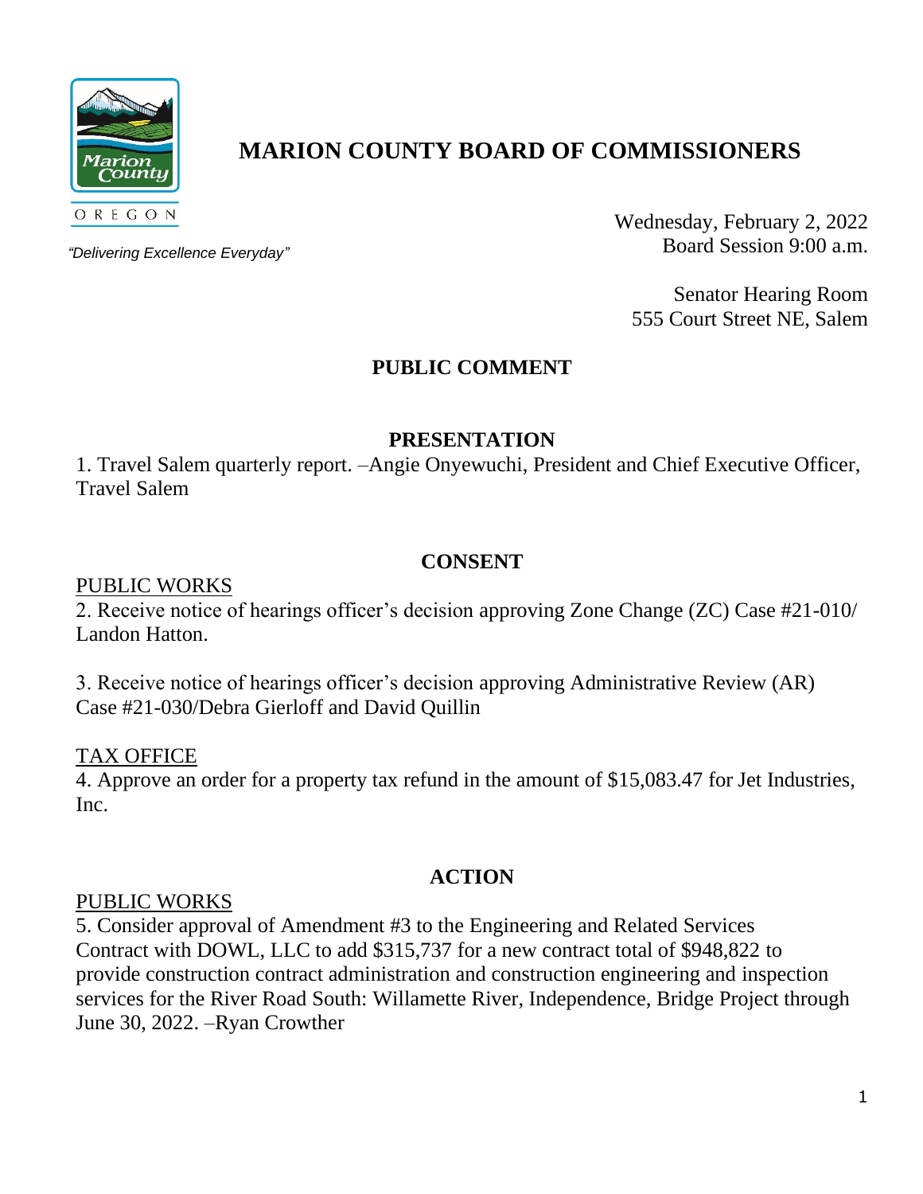# MARION COUNTY BOARD OF COMMISSIONERS

*"Delivering Excellence Everyday"*

Wednesday, February 2, 2022
Board Session 9:00 a.m.

Senator Hearing Room
555 Court Street NE, Salem

## PUBLIC COMMENT

## PRESENTATION

1. Travel Salem quarterly report. –Angie Onyewuchi, President and Chief Executive Officer, Travel Salem

## CONSENT

PUBLIC WORKS

2. Receive notice of hearings officer's decision approving Zone Change (ZC) Case #21-010/ Landon Hatton.

3. Receive notice of hearings officer's decision approving Administrative Review (AR) Case #21-030/Debra Gierloff and David Quillin

TAX OFFICE

4. Approve an order for a property tax refund in the amount of $15,083.47 for Jet Industries, Inc.

## ACTION

PUBLIC WORKS

5. Consider approval of Amendment #3 to the Engineering and Related Services Contract with DOWL, LLC to add $315,737 for a new contract total of $948,822 to provide construction contract administration and construction engineering and inspection services for the River Road South: Willamette River, Independence, Bridge Project through June 30, 2022. –Ryan Crowther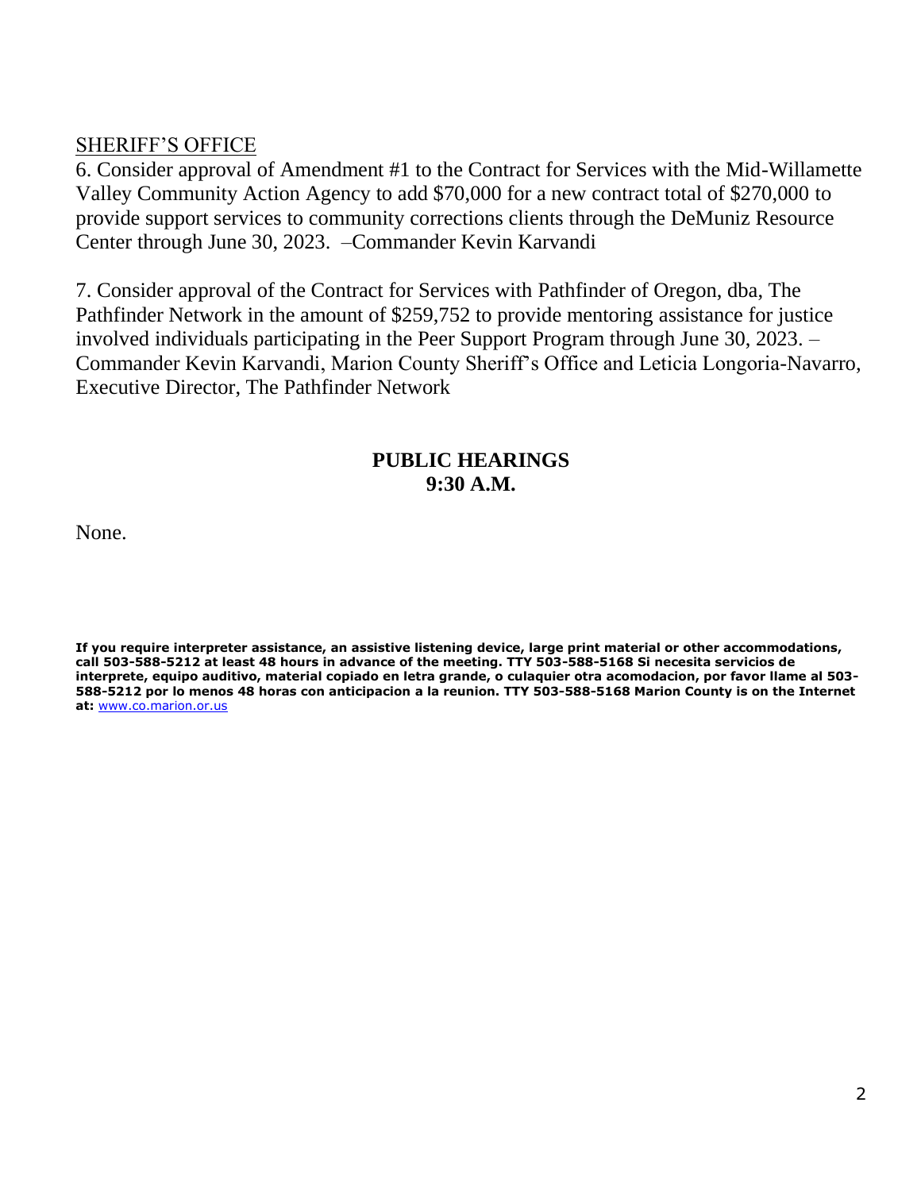SHERIFF'S OFFICE

6. Consider approval of Amendment #1 to the Contract for Services with the Mid-Willamette Valley Community Action Agency to add $70,000 for a new contract total of $270,000 to provide support services to community corrections clients through the DeMuniz Resource Center through June 30, 2023. –Commander Kevin Karvandi

7. Consider approval of the Contract for Services with Pathfinder of Oregon, dba, The Pathfinder Network in the amount of $259,752 to provide mentoring assistance for justice involved individuals participating in the Peer Support Program through June 30, 2023. – Commander Kevin Karvandi, Marion County Sheriff's Office and Leticia Longoria-Navarro, Executive Director, The Pathfinder Network

## PUBLIC HEARINGS
## 9:30 A.M.

None.

**If you require interpreter assistance, an assistive listening device, large print material or other accommodations, call 503-588-5212 at least 48 hours in advance of the meeting. TTY 503-588-5168 Si necesita servicios de interprete, equipo auditivo, material copiado en letra grande, o culaquier otra acomodacion, por favor llame al 503-588-5212 por lo menos 48 horas con anticipacion a la reunion. TTY 503-588-5168 Marion County is on the Internet at:** www.co.marion.or.us